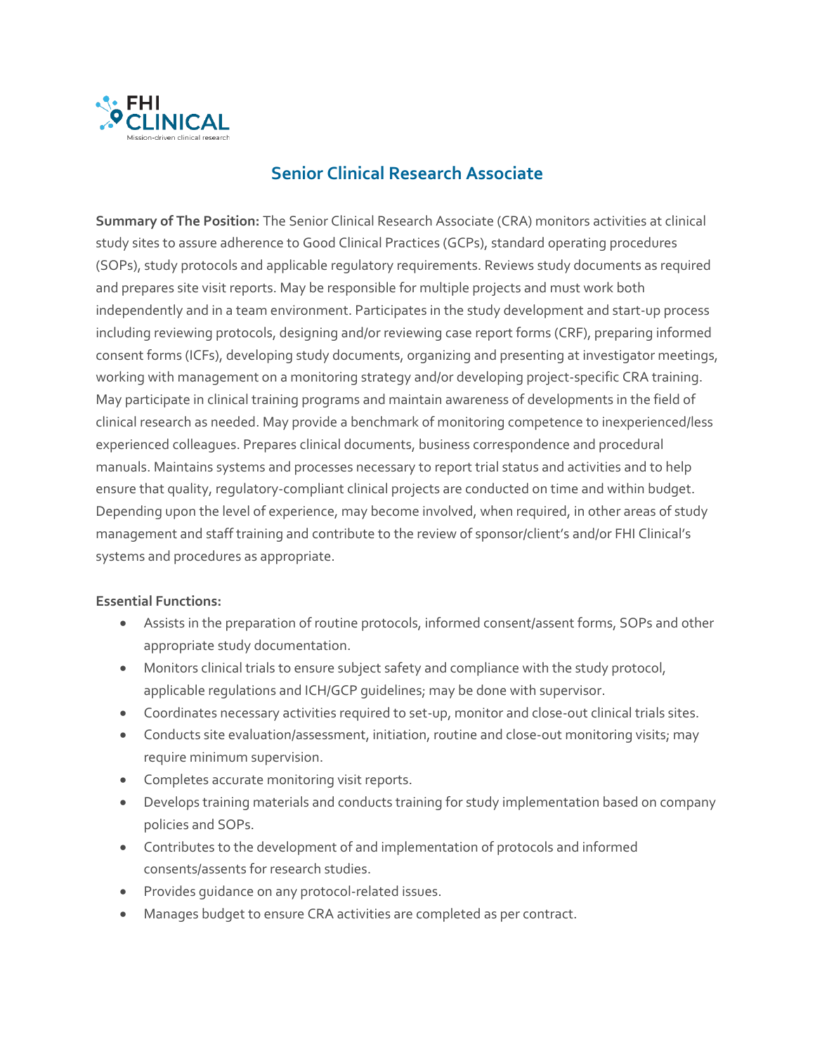FHI CLINICAL
Mission-driven clinical research

# Senior Clinical Research Associate

**Summary of The Position:** The Senior Clinical Research Associate (CRA) monitors activities at clinical study sites to assure adherence to Good Clinical Practices (GCPs), standard operating procedures (SOPs), study protocols and applicable regulatory requirements. Reviews study documents as required and prepares site visit reports. May be responsible for multiple projects and must work both independently and in a team environment. Participates in the study development and start-up process including reviewing protocols, designing and/or reviewing case report forms (CRF), preparing informed consent forms (ICFs), developing study documents, organizing and presenting at investigator meetings, working with management on a monitoring strategy and/or developing project-specific CRA training. May participate in clinical training programs and maintain awareness of developments in the field of clinical research as needed. May provide a benchmark of monitoring competence to inexperienced/less experienced colleagues. Prepares clinical documents, business correspondence and procedural manuals. Maintains systems and processes necessary to report trial status and activities and to help ensure that quality, regulatory-compliant clinical projects are conducted on time and within budget. Depending upon the level of experience, may become involved, when required, in other areas of study management and staff training and contribute to the review of sponsor/client's and/or FHI Clinical's systems and procedures as appropriate.

**Essential Functions:**

- Assists in the preparation of routine protocols, informed consent/assent forms, SOPs and other appropriate study documentation.
- Monitors clinical trials to ensure subject safety and compliance with the study protocol, applicable regulations and ICH/GCP guidelines; may be done with supervisor.
- Coordinates necessary activities required to set-up, monitor and close-out clinical trials sites.
- Conducts site evaluation/assessment, initiation, routine and close-out monitoring visits; may require minimum supervision.
- Completes accurate monitoring visit reports.
- Develops training materials and conducts training for study implementation based on company policies and SOPs.
- Contributes to the development of and implementation of protocols and informed consents/assents for research studies.
- Provides guidance on any protocol-related issues.
- Manages budget to ensure CRA activities are completed as per contract.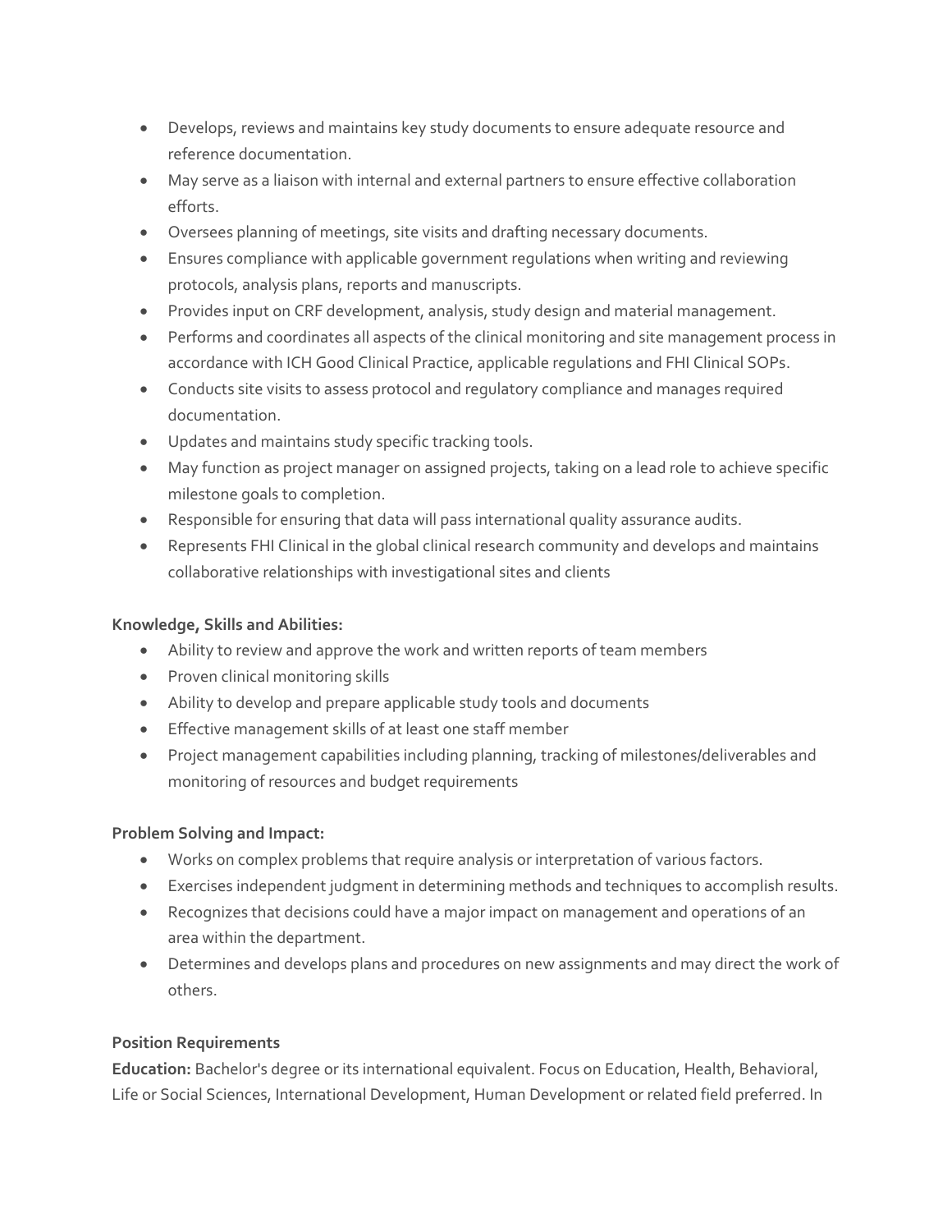- Develops, reviews and maintains key study documents to ensure adequate resource and reference documentation.
- May serve as a liaison with internal and external partners to ensure effective collaboration efforts.
- Oversees planning of meetings, site visits and drafting necessary documents.
- Ensures compliance with applicable government regulations when writing and reviewing protocols, analysis plans, reports and manuscripts.
- Provides input on CRF development, analysis, study design and material management.
- Performs and coordinates all aspects of the clinical monitoring and site management process in accordance with ICH Good Clinical Practice, applicable regulations and FHI Clinical SOPs.
- Conducts site visits to assess protocol and regulatory compliance and manages required documentation.
- Updates and maintains study specific tracking tools.
- May function as project manager on assigned projects, taking on a lead role to achieve specific milestone goals to completion.
- Responsible for ensuring that data will pass international quality assurance audits.
- Represents FHI Clinical in the global clinical research community and develops and maintains collaborative relationships with investigational sites and clients

**Knowledge, Skills and Abilities:**

- Ability to review and approve the work and written reports of team members
- Proven clinical monitoring skills
- Ability to develop and prepare applicable study tools and documents
- Effective management skills of at least one staff member
- Project management capabilities including planning, tracking of milestones/deliverables and monitoring of resources and budget requirements

**Problem Solving and Impact:**

- Works on complex problems that require analysis or interpretation of various factors.
- Exercises independent judgment in determining methods and techniques to accomplish results.
- Recognizes that decisions could have a major impact on management and operations of an area within the department.
- Determines and develops plans and procedures on new assignments and may direct the work of others.

**Position Requirements**

**Education:** Bachelor's degree or its international equivalent. Focus on Education, Health, Behavioral, Life or Social Sciences, International Development, Human Development or related field preferred. In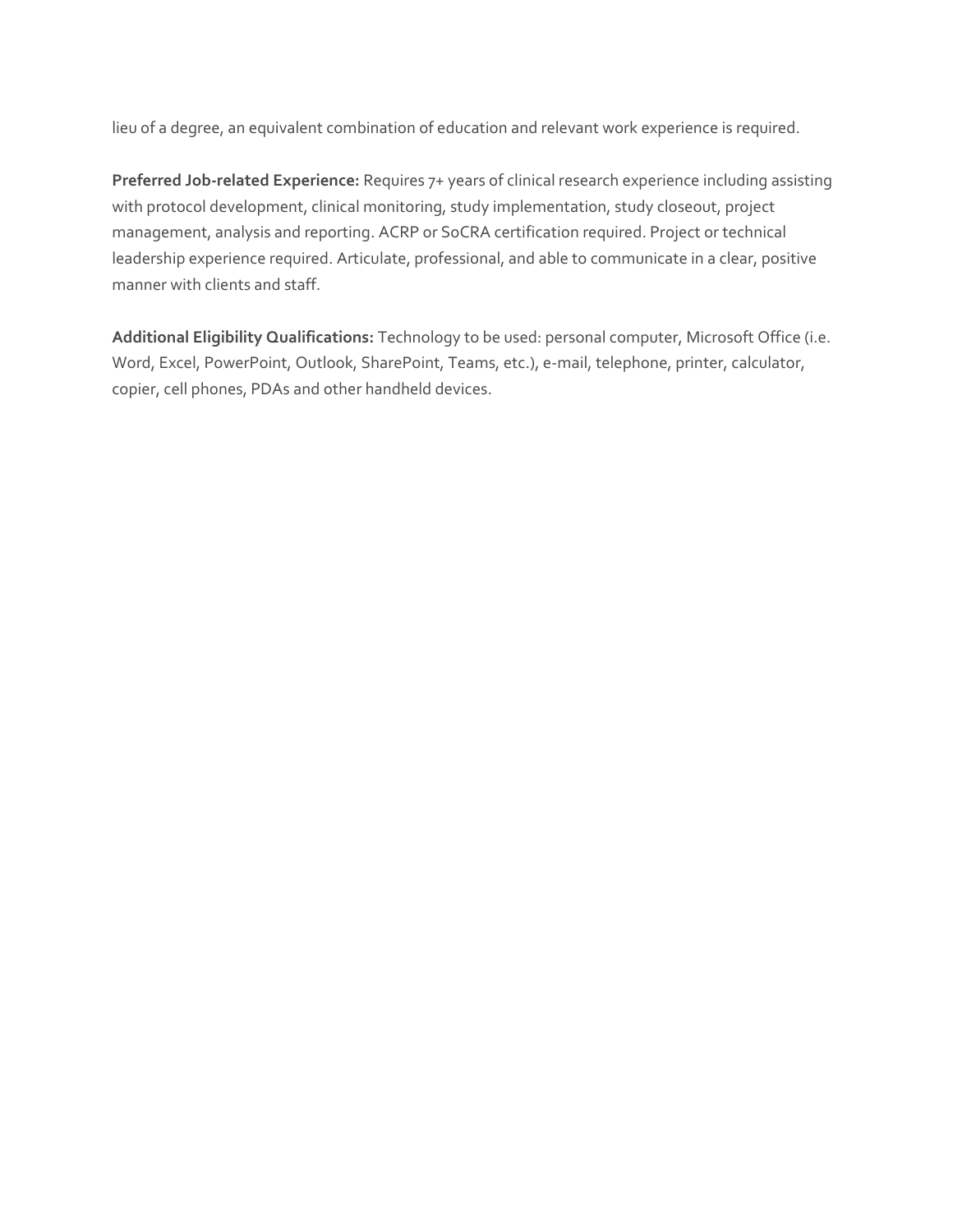lieu of a degree, an equivalent combination of education and relevant work experience is required.

**Preferred Job-related Experience:** Requires 7+ years of clinical research experience including assisting with protocol development, clinical monitoring, study implementation, study closeout, project management, analysis and reporting. ACRP or SoCRA certification required. Project or technical leadership experience required. Articulate, professional, and able to communicate in a clear, positive manner with clients and staff.

**Additional Eligibility Qualifications:** Technology to be used: personal computer, Microsoft Office (i.e. Word, Excel, PowerPoint, Outlook, SharePoint, Teams, etc.), e-mail, telephone, printer, calculator, copier, cell phones, PDAs and other handheld devices.